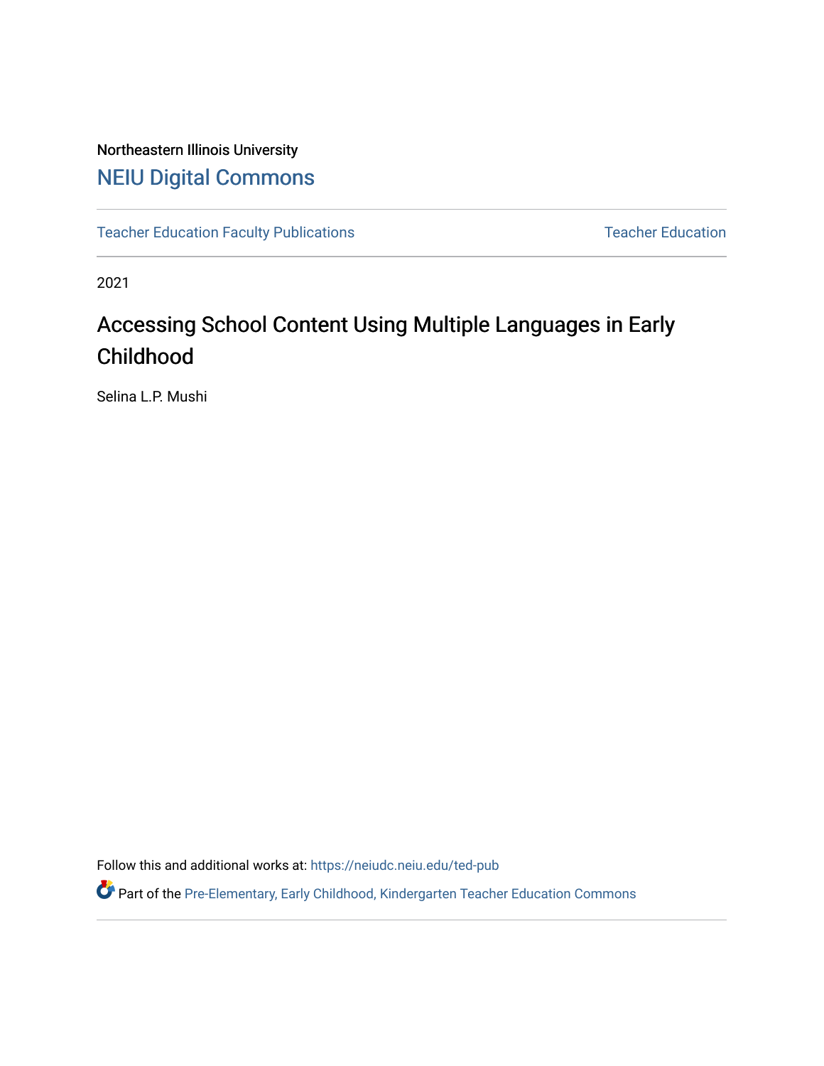Northeastern Illinois University

# NEIU Digital Commons

Teacher Education Faculty Publications | Teacher Education

2021

## Accessing School Content Using Multiple Languages in Early Childhood

Selina L.P. Mushi

Follow this and additional works at: https://neiudc.neiu.edu/ted-pub

Part of the Pre-Elementary, Early Childhood, Kindergarten Teacher Education Commons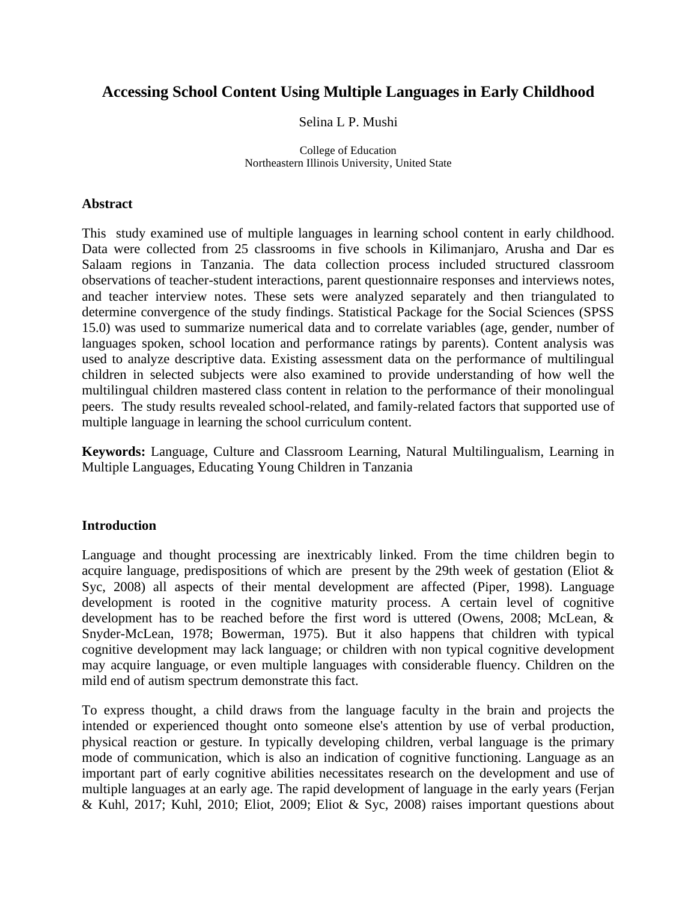# Accessing School Content Using Multiple Languages in Early Childhood

Selina L P. Mushi

College of Education
Northeastern Illinois University, United State

## Abstract

This study examined use of multiple languages in learning school content in early childhood. Data were collected from 25 classrooms in five schools in Kilimanjaro, Arusha and Dar es Salaam regions in Tanzania. The data collection process included structured classroom observations of teacher-student interactions, parent questionnaire responses and interviews notes, and teacher interview notes. These sets were analyzed separately and then triangulated to determine convergence of the study findings. Statistical Package for the Social Sciences (SPSS 15.0) was used to summarize numerical data and to correlate variables (age, gender, number of languages spoken, school location and performance ratings by parents). Content analysis was used to analyze descriptive data. Existing assessment data on the performance of multilingual children in selected subjects were also examined to provide understanding of how well the multilingual children mastered class content in relation to the performance of their monolingual peers. The study results revealed school-related, and family-related factors that supported use of multiple language in learning the school curriculum content.

**Keywords:** Language, Culture and Classroom Learning, Natural Multilingualism, Learning in Multiple Languages, Educating Young Children in Tanzania

## Introduction

Language and thought processing are inextricably linked. From the time children begin to acquire language, predispositions of which are present by the 29th week of gestation (Eliot & Syc, 2008) all aspects of their mental development are affected (Piper, 1998). Language development is rooted in the cognitive maturity process. A certain level of cognitive development has to be reached before the first word is uttered (Owens, 2008; McLean, & Snyder-McLean, 1978; Bowerman, 1975). But it also happens that children with typical cognitive development may lack language; or children with non typical cognitive development may acquire language, or even multiple languages with considerable fluency. Children on the mild end of autism spectrum demonstrate this fact.

To express thought, a child draws from the language faculty in the brain and projects the intended or experienced thought onto someone else's attention by use of verbal production, physical reaction or gesture. In typically developing children, verbal language is the primary mode of communication, which is also an indication of cognitive functioning. Language as an important part of early cognitive abilities necessitates research on the development and use of multiple languages at an early age. The rapid development of language in the early years (Ferjan & Kuhl, 2017; Kuhl, 2010; Eliot, 2009; Eliot & Syc, 2008) raises important questions about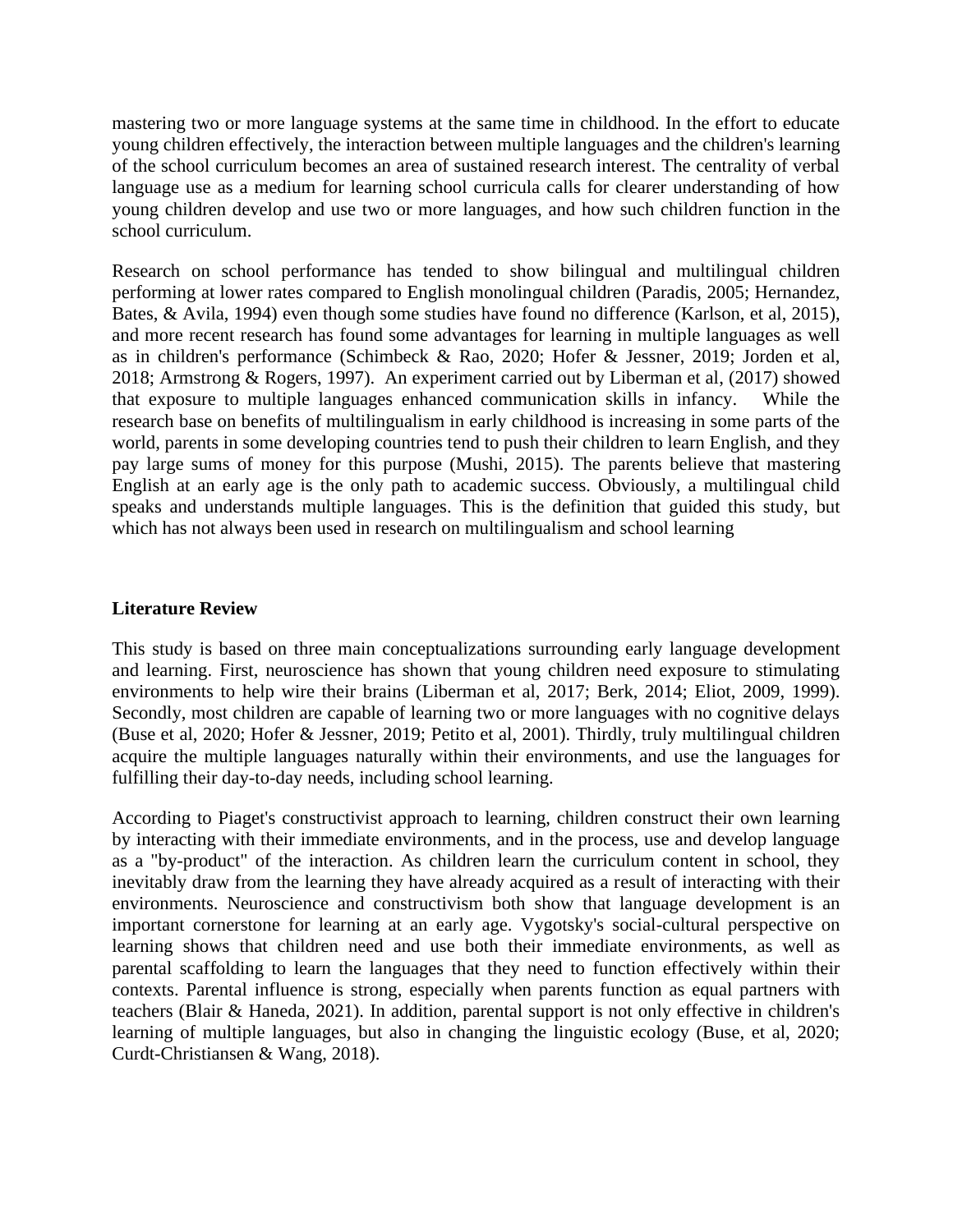mastering two or more language systems at the same time in childhood. In the effort to educate young children effectively, the interaction between multiple languages and the children's learning of the school curriculum becomes an area of sustained research interest. The centrality of verbal language use as a medium for learning school curricula calls for clearer understanding of how young children develop and use two or more languages, and how such children function in the school curriculum.

Research on school performance has tended to show bilingual and multilingual children performing at lower rates compared to English monolingual children (Paradis, 2005; Hernandez, Bates, & Avila, 1994) even though some studies have found no difference (Karlson, et al, 2015), and more recent research has found some advantages for learning in multiple languages as well as in children's performance (Schimbeck & Rao, 2020; Hofer & Jessner, 2019; Jorden et al, 2018; Armstrong & Rogers, 1997). An experiment carried out by Liberman et al, (2017) showed that exposure to multiple languages enhanced communication skills in infancy. While the research base on benefits of multilingualism in early childhood is increasing in some parts of the world, parents in some developing countries tend to push their children to learn English, and they pay large sums of money for this purpose (Mushi, 2015). The parents believe that mastering English at an early age is the only path to academic success. Obviously, a multilingual child speaks and understands multiple languages. This is the definition that guided this study, but which has not always been used in research on multilingualism and school learning

## Literature Review

This study is based on three main conceptualizations surrounding early language development and learning. First, neuroscience has shown that young children need exposure to stimulating environments to help wire their brains (Liberman et al, 2017; Berk, 2014; Eliot, 2009, 1999). Secondly, most children are capable of learning two or more languages with no cognitive delays (Buse et al, 2020; Hofer & Jessner, 2019; Petito et al, 2001). Thirdly, truly multilingual children acquire the multiple languages naturally within their environments, and use the languages for fulfilling their day-to-day needs, including school learning.

According to Piaget's constructivist approach to learning, children construct their own learning by interacting with their immediate environments, and in the process, use and develop language as a "by-product" of the interaction. As children learn the curriculum content in school, they inevitably draw from the learning they have already acquired as a result of interacting with their environments. Neuroscience and constructivism both show that language development is an important cornerstone for learning at an early age. Vygotsky's social-cultural perspective on learning shows that children need and use both their immediate environments, as well as parental scaffolding to learn the languages that they need to function effectively within their contexts. Parental influence is strong, especially when parents function as equal partners with teachers (Blair & Haneda, 2021). In addition, parental support is not only effective in children's learning of multiple languages, but also in changing the linguistic ecology (Buse, et al, 2020; Curdt-Christiansen & Wang, 2018).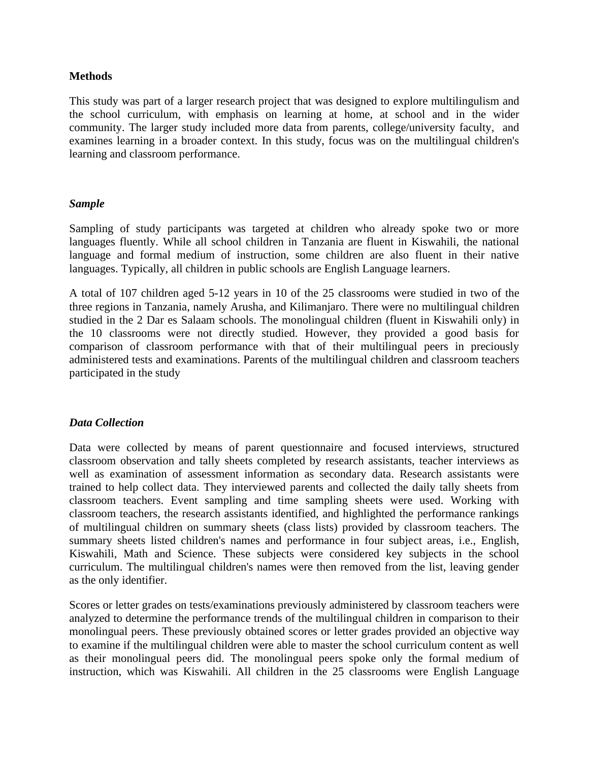**Methods**

This study was part of a larger research project that was designed to explore multilingulism and the school curriculum, with emphasis on learning at home, at school and in the wider community. The larger study included more data from parents, college/university faculty, and examines learning in a broader context. In this study, focus was on the multilingual children's learning and classroom performance.

***Sample***

Sampling of study participants was targeted at children who already spoke two or more languages fluently. While all school children in Tanzania are fluent in Kiswahili, the national language and formal medium of instruction, some children are also fluent in their native languages. Typically, all children in public schools are English Language learners.

A total of 107 children aged 5-12 years in 10 of the 25 classrooms were studied in two of the three regions in Tanzania, namely Arusha, and Kilimanjaro. There were no multilingual children studied in the 2 Dar es Salaam schools. The monolingual children (fluent in Kiswahili only) in the 10 classrooms were not directly studied. However, they provided a good basis for comparison of classroom performance with that of their multilingual peers in preciously administered tests and examinations. Parents of the multilingual children and classroom teachers participated in the study

***Data Collection***

Data were collected by means of parent questionnaire and focused interviews, structured classroom observation and tally sheets completed by research assistants, teacher interviews as well as examination of assessment information as secondary data. Research assistants were trained to help collect data. They interviewed parents and collected the daily tally sheets from classroom teachers. Event sampling and time sampling sheets were used. Working with classroom teachers, the research assistants identified, and highlighted the performance rankings of multilingual children on summary sheets (class lists) provided by classroom teachers. The summary sheets listed children's names and performance in four subject areas, i.e., English, Kiswahili, Math and Science. These subjects were considered key subjects in the school curriculum. The multilingual children's names were then removed from the list, leaving gender as the only identifier.

Scores or letter grades on tests/examinations previously administered by classroom teachers were analyzed to determine the performance trends of the multilingual children in comparison to their monolingual peers. These previously obtained scores or letter grades provided an objective way to examine if the multilingual children were able to master the school curriculum content as well as their monolingual peers did. The monolingual peers spoke only the formal medium of instruction, which was Kiswahili. All children in the 25 classrooms were English Language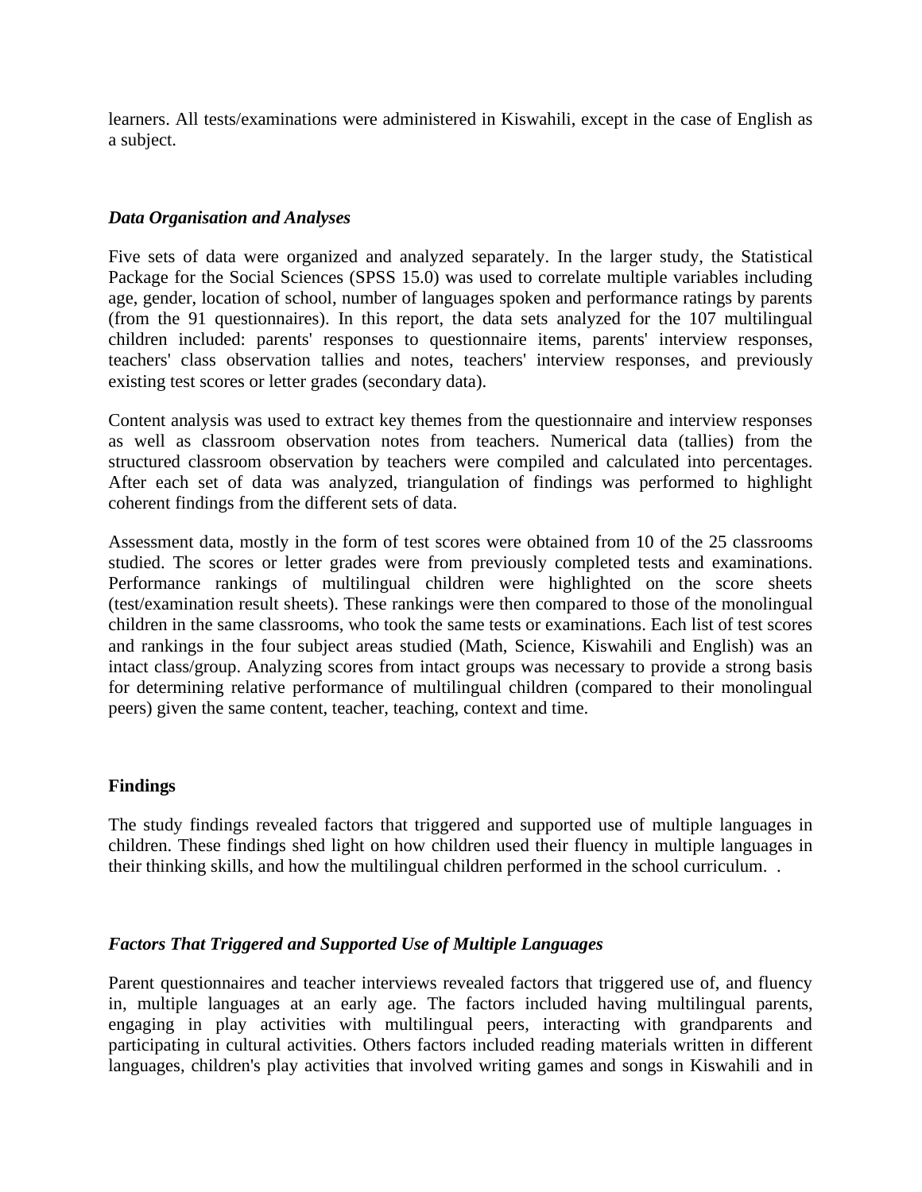learners. All tests/examinations were administered in Kiswahili, except in the case of English as a subject.

### *Data Organisation and Analyses*

Five sets of data were organized and analyzed separately. In the larger study, the Statistical Package for the Social Sciences (SPSS 15.0) was used to correlate multiple variables including age, gender, location of school, number of languages spoken and performance ratings by parents (from the 91 questionnaires). In this report, the data sets analyzed for the 107 multilingual children included: parents' responses to questionnaire items, parents' interview responses, teachers' class observation tallies and notes, teachers' interview responses, and previously existing test scores or letter grades (secondary data).

Content analysis was used to extract key themes from the questionnaire and interview responses as well as classroom observation notes from teachers. Numerical data (tallies) from the structured classroom observation by teachers were compiled and calculated into percentages. After each set of data was analyzed, triangulation of findings was performed to highlight coherent findings from the different sets of data.

Assessment data, mostly in the form of test scores were obtained from 10 of the 25 classrooms studied. The scores or letter grades were from previously completed tests and examinations. Performance rankings of multilingual children were highlighted on the score sheets (test/examination result sheets). These rankings were then compared to those of the monolingual children in the same classrooms, who took the same tests or examinations. Each list of test scores and rankings in the four subject areas studied (Math, Science, Kiswahili and English) was an intact class/group. Analyzing scores from intact groups was necessary to provide a strong basis for determining relative performance of multilingual children (compared to their monolingual peers) given the same content, teacher, teaching, context and time.

## **Findings**

The study findings revealed factors that triggered and supported use of multiple languages in children. These findings shed light on how children used their fluency in multiple languages in their thinking skills, and how the multilingual children performed in the school curriculum. .

### *Factors That Triggered and Supported Use of Multiple Languages*

Parent questionnaires and teacher interviews revealed factors that triggered use of, and fluency in, multiple languages at an early age. The factors included having multilingual parents, engaging in play activities with multilingual peers, interacting with grandparents and participating in cultural activities. Others factors included reading materials written in different languages, children's play activities that involved writing games and songs in Kiswahili and in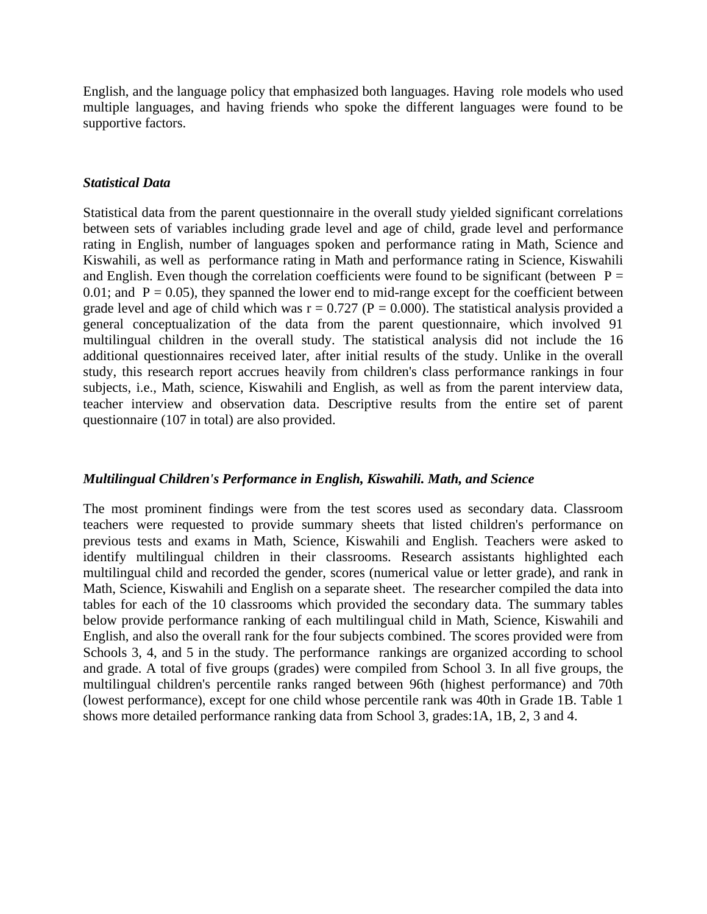English, and the language policy that emphasized both languages. Having role models who used multiple languages, and having friends who spoke the different languages were found to be supportive factors.

***Statistical Data***

Statistical data from the parent questionnaire in the overall study yielded significant correlations between sets of variables including grade level and age of child, grade level and performance rating in English, number of languages spoken and performance rating in Math, Science and Kiswahili, as well as performance rating in Math and performance rating in Science, Kiswahili and English. Even though the correlation coefficients were found to be significant (between $P = 0.01$; and $P = 0.05$), they spanned the lower end to mid-range except for the coefficient between grade level and age of child which was $r = 0.727$ ($P = 0.000$). The statistical analysis provided a general conceptualization of the data from the parent questionnaire, which involved 91 multilingual children in the overall study. The statistical analysis did not include the 16 additional questionnaires received later, after initial results of the study. Unlike in the overall study, this research report accrues heavily from children's class performance rankings in four subjects, i.e., Math, science, Kiswahili and English, as well as from the parent interview data, teacher interview and observation data. Descriptive results from the entire set of parent questionnaire (107 in total) are also provided.

***Multilingual Children's Performance in English, Kiswahili. Math, and Science***

The most prominent findings were from the test scores used as secondary data. Classroom teachers were requested to provide summary sheets that listed children's performance on previous tests and exams in Math, Science, Kiswahili and English. Teachers were asked to identify multilingual children in their classrooms. Research assistants highlighted each multilingual child and recorded the gender, scores (numerical value or letter grade), and rank in Math, Science, Kiswahili and English on a separate sheet. The researcher compiled the data into tables for each of the 10 classrooms which provided the secondary data. The summary tables below provide performance ranking of each multilingual child in Math, Science, Kiswahili and English, and also the overall rank for the four subjects combined. The scores provided were from Schools 3, 4, and 5 in the study. The performance rankings are organized according to school and grade. A total of five groups (grades) were compiled from School 3. In all five groups, the multilingual children's percentile ranks ranged between 96th (highest performance) and 70th (lowest performance), except for one child whose percentile rank was 40th in Grade 1B. Table 1 shows more detailed performance ranking data from School 3, grades:1A, 1B, 2, 3 and 4.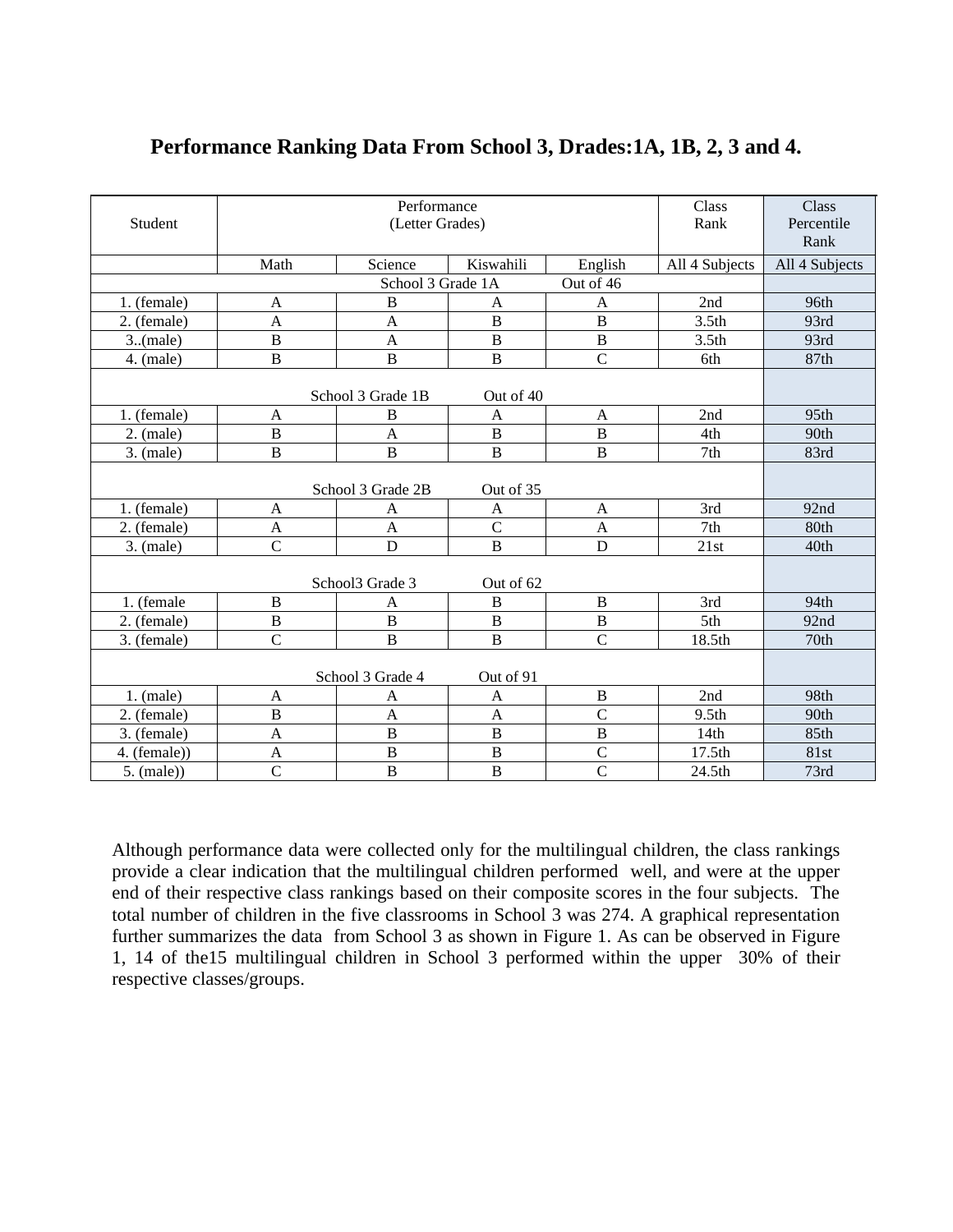**Performance Ranking Data From School 3, Drades:1A, 1B, 2, 3 and 4.**

| Student | Performance (Letter Grades) | | | | Class Rank | Class Percentile Rank |
|---|---|---|---|---|---|---|
| | Math | Science | Kiswahili | English | All 4 Subjects | All 4 Subjects |
| School 3 Grade 1A Out of 46 | | | | | | |
| 1. (female) | A | B | A | A | 2nd | 96th |
| 2. (female) | A | A | B | B | 3.5th | 93rd |
| 3..(male) | B | A | B | B | 3.5th | 93rd |
| 4. (male) | B | B | B | C | 6th | 87th |
| School 3 Grade 1B Out of 40 | | | | | | |
| 1. (female) | A | B | A | A | 2nd | 95th |
| 2. (male) | B | A | B | B | 4th | 90th |
| 3. (male) | B | B | B | B | 7th | 83rd |
| School 3 Grade 2B Out of 35 | | | | | | |
| 1. (female) | A | A | A | A | 3rd | 92nd |
| 2. (female) | A | A | C | A | 7th | 80th |
| 3. (male) | C | D | B | D | 21st | 40th |
| School3 Grade 3 Out of 62 | | | | | | |
| 1. (female | B | A | B | B | 3rd | 94th |
| 2. (female) | B | B | B | B | 5th | 92nd |
| 3. (female) | C | B | B | C | 18.5th | 70th |
| School 3 Grade 4 Out of 91 | | | | | | |
| 1. (male) | A | A | A | B | 2nd | 98th |
| 2. (female) | B | A | A | C | 9.5th | 90th |
| 3. (female) | A | B | B | B | 14th | 85th |
| 4. (female)) | A | B | B | C | 17.5th | 81st |
| 5. (male)) | C | B | B | C | 24.5th | 73rd |

Although performance data were collected only for the multilingual children, the class rankings provide a clear indication that the multilingual children performed well, and were at the upper end of their respective class rankings based on their composite scores in the four subjects. The total number of children in the five classrooms in School 3 was 274. A graphical representation further summarizes the data from School 3 as shown in Figure 1. As can be observed in Figure 1, 14 of the15 multilingual children in School 3 performed within the upper 30% of their respective classes/groups.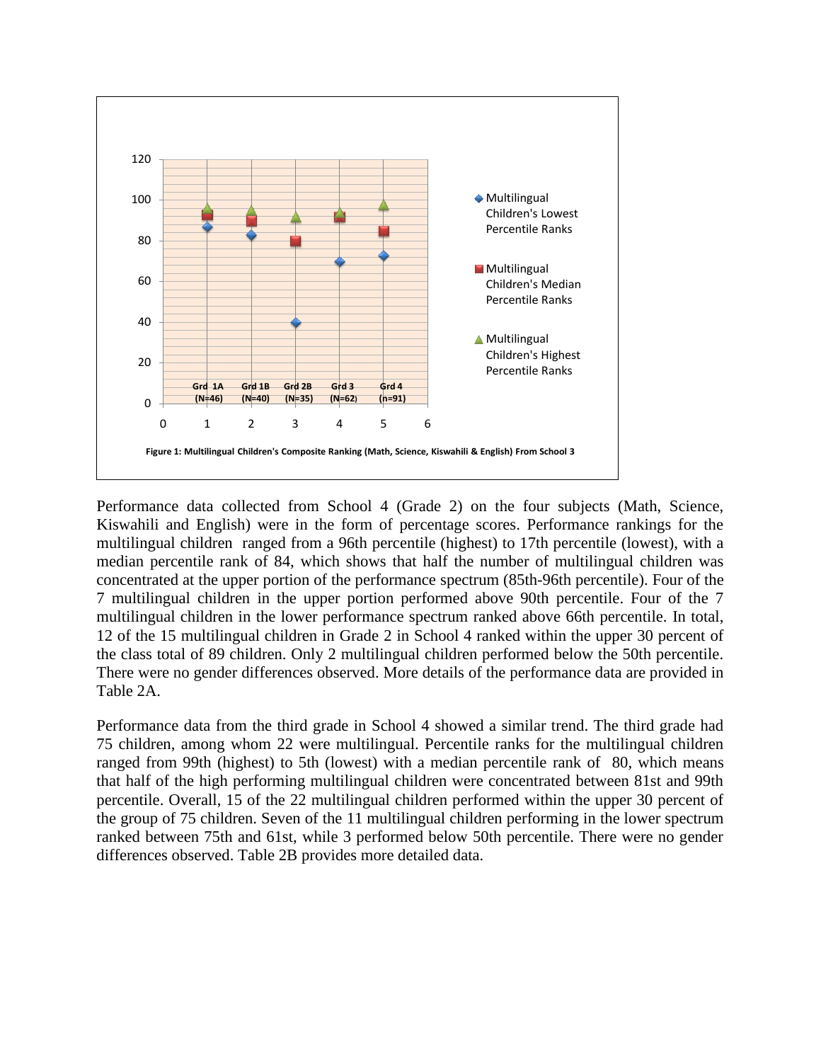Figure 1: Multilingual Children's Composite Ranking (Math, Science, Kiswahili & English) From School 3

Performance data collected from School 4 (Grade 2) on the four subjects (Math, Science, Kiswahili and English) were in the form of percentage scores. Performance rankings for the multilingual children ranged from a 96th percentile (highest) to 17th percentile (lowest), with a median percentile rank of 84, which shows that half the number of multilingual children was concentrated at the upper portion of the performance spectrum (85th-96th percentile). Four of the 7 multilingual children in the upper portion performed above 90th percentile. Four of the 7 multilingual children in the lower performance spectrum ranked above 66th percentile. In total, 12 of the 15 multilingual children in Grade 2 in School 4 ranked within the upper 30 percent of the class total of 89 children. Only 2 multilingual children performed below the 50th percentile. There were no gender differences observed. More details of the performance data are provided in Table 2A.

Performance data from the third grade in School 4 showed a similar trend. The third grade had 75 children, among whom 22 were multilingual. Percentile ranks for the multilingual children ranged from 99th (highest) to 5th (lowest) with a median percentile rank of 80, which means that half of the high performing multilingual children were concentrated between 81st and 99th percentile. Overall, 15 of the 22 multilingual children performed within the upper 30 percent of the group of 75 children. Seven of the 11 multilingual children performing in the lower spectrum ranked between 75th and 61st, while 3 performed below 50th percentile. There were no gender differences observed. Table 2B provides more detailed data.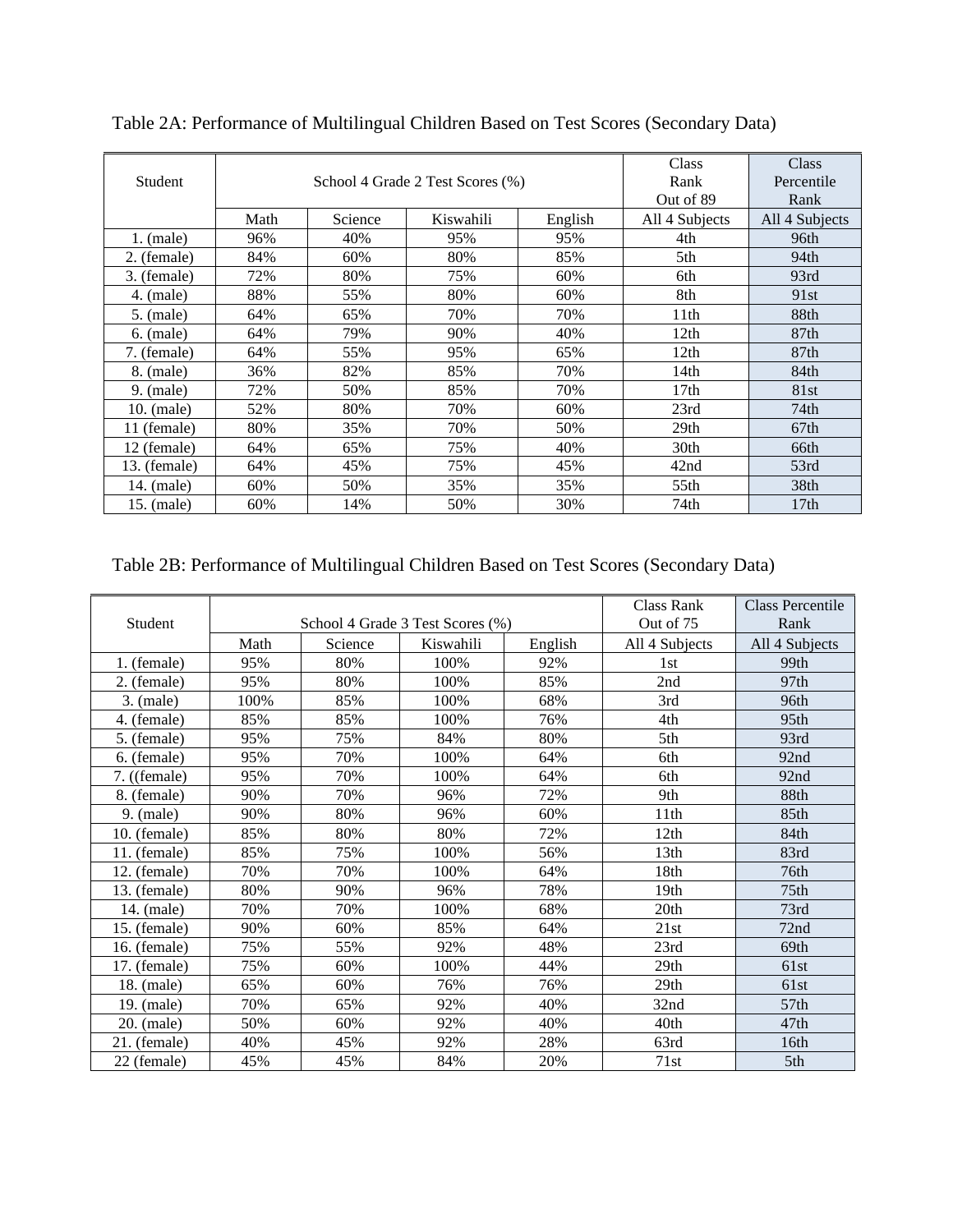Table 2A: Performance of Multilingual Children Based on Test Scores (Secondary Data)

| Student | School 4 Grade 2 Test Scores (%) | | | | Class Rank Out of 89 | Class Percentile Rank |
|---|---|---|---|---|---|---|
| | Math | Science | Kiswahili | English | All 4 Subjects | All 4 Subjects |
| 1. (male) | 96% | 40% | 95% | 95% | 4th | 96th |
| 2. (female) | 84% | 60% | 80% | 85% | 5th | 94th |
| 3. (female) | 72% | 80% | 75% | 60% | 6th | 93rd |
| 4. (male) | 88% | 55% | 80% | 60% | 8th | 91st |
| 5. (male) | 64% | 65% | 70% | 70% | 11th | 88th |
| 6. (male) | 64% | 79% | 90% | 40% | 12th | 87th |
| 7. (female) | 64% | 55% | 95% | 65% | 12th | 87th |
| 8. (male) | 36% | 82% | 85% | 70% | 14th | 84th |
| 9. (male) | 72% | 50% | 85% | 70% | 17th | 81st |
| 10. (male) | 52% | 80% | 70% | 60% | 23rd | 74th |
| 11 (female) | 80% | 35% | 70% | 50% | 29th | 67th |
| 12 (female) | 64% | 65% | 75% | 40% | 30th | 66th |
| 13. (female) | 64% | 45% | 75% | 45% | 42nd | 53rd |
| 14. (male) | 60% | 50% | 35% | 35% | 55th | 38th |
| 15. (male) | 60% | 14% | 50% | 30% | 74th | 17th |

Table 2B: Performance of Multilingual Children Based on Test Scores (Secondary Data)

| Student | School 4 Grade 3 Test Scores (%) | | | | Class Rank Out of 75 | Class Percentile Rank |
|---|---|---|---|---|---|---|
| | Math | Science | Kiswahili | English | All 4 Subjects | All 4 Subjects |
| 1. (female) | 95% | 80% | 100% | 92% | 1st | 99th |
| 2. (female) | 95% | 80% | 100% | 85% | 2nd | 97th |
| 3. (male) | 100% | 85% | 100% | 68% | 3rd | 96th |
| 4. (female) | 85% | 85% | 100% | 76% | 4th | 95th |
| 5. (female) | 95% | 75% | 84% | 80% | 5th | 93rd |
| 6. (female) | 95% | 70% | 100% | 64% | 6th | 92nd |
| 7. ((female) | 95% | 70% | 100% | 64% | 6th | 92nd |
| 8. (female) | 90% | 70% | 96% | 72% | 9th | 88th |
| 9. (male) | 90% | 80% | 96% | 60% | 11th | 85th |
| 10. (female) | 85% | 80% | 80% | 72% | 12th | 84th |
| 11. (female) | 85% | 75% | 100% | 56% | 13th | 83rd |
| 12. (female) | 70% | 70% | 100% | 64% | 18th | 76th |
| 13. (female) | 80% | 90% | 96% | 78% | 19th | 75th |
| 14. (male) | 70% | 70% | 100% | 68% | 20th | 73rd |
| 15. (female) | 90% | 60% | 85% | 64% | 21st | 72nd |
| 16. (female) | 75% | 55% | 92% | 48% | 23rd | 69th |
| 17. (female) | 75% | 60% | 100% | 44% | 29th | 61st |
| 18. (male) | 65% | 60% | 76% | 76% | 29th | 61st |
| 19. (male) | 70% | 65% | 92% | 40% | 32nd | 57th |
| 20. (male) | 50% | 60% | 92% | 40% | 40th | 47th |
| 21. (female) | 40% | 45% | 92% | 28% | 63rd | 16th |
| 22 (female) | 45% | 45% | 84% | 20% | 71st | 5th |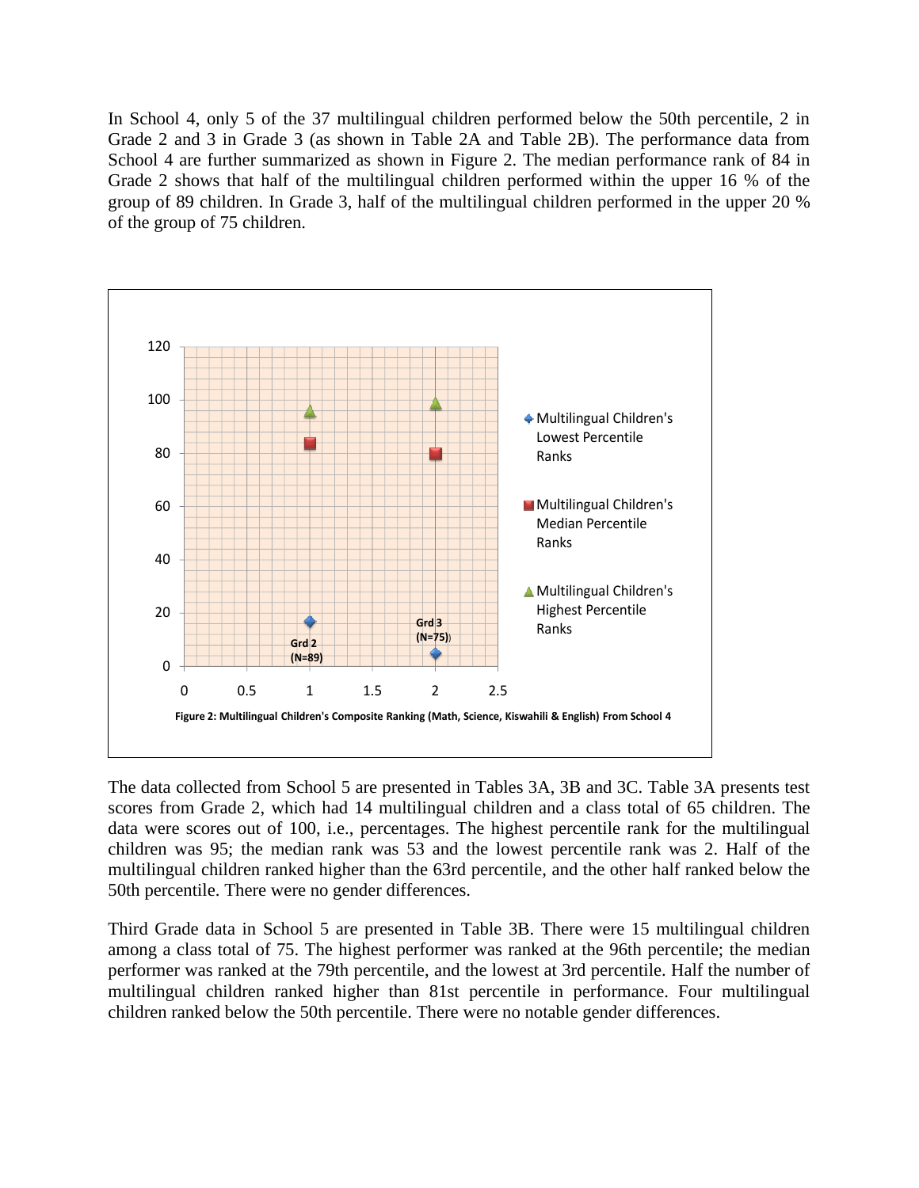In School 4, only 5 of the 37 multilingual children performed below the 50th percentile, 2 in Grade 2 and 3 in Grade 3 (as shown in Table 2A and Table 2B). The performance data from School 4 are further summarized as shown in Figure 2. The median performance rank of 84 in Grade 2 shows that half of the multilingual children performed within the upper 16 % of the group of 89 children. In Grade 3, half of the multilingual children performed in the upper 20 % of the group of 75 children.

Figure 2: Multilingual Children's Composite Ranking (Math, Science, Kiswahili & English) From School 4

The data collected from School 5 are presented in Tables 3A, 3B and 3C. Table 3A presents test scores from Grade 2, which had 14 multilingual children and a class total of 65 children. The data were scores out of 100, i.e., percentages. The highest percentile rank for the multilingual children was 95; the median rank was 53 and the lowest percentile rank was 2. Half of the multilingual children ranked higher than the 63rd percentile, and the other half ranked below the 50th percentile. There were no gender differences.

Third Grade data in School 5 are presented in Table 3B. There were 15 multilingual children among a class total of 75. The highest performer was ranked at the 96th percentile; the median performer was ranked at the 79th percentile, and the lowest at 3rd percentile. Half the number of multilingual children ranked higher than 81st percentile in performance. Four multilingual children ranked below the 50th percentile. There were no notable gender differences.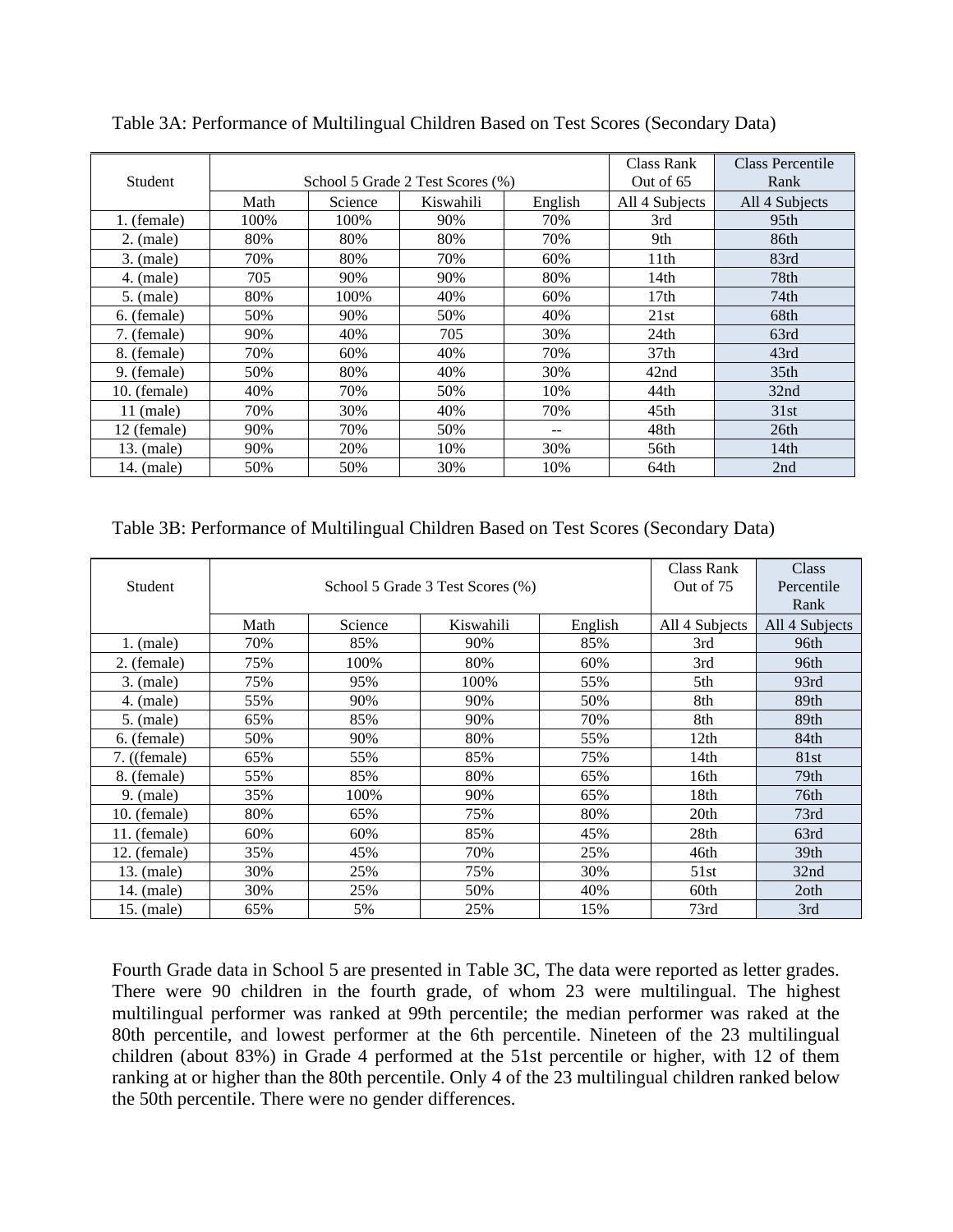Table 3A: Performance of Multilingual Children Based on Test Scores (Secondary Data)

| Student | School 5 Grade 2 Test Scores (%) | | | | Class Rank Out of 65 | Class Percentile Rank |
|---|---|---|---|---|---|---|
| | Math | Science | Kiswahili | English | All 4 Subjects | All 4 Subjects |
| 1. (female) | 100% | 100% | 90% | 70% | 3rd | 95th |
| 2. (male) | 80% | 80% | 80% | 70% | 9th | 86th |
| 3. (male) | 70% | 80% | 70% | 60% | 11th | 83rd |
| 4. (male) | 705 | 90% | 90% | 80% | 14th | 78th |
| 5. (male) | 80% | 100% | 40% | 60% | 17th | 74th |
| 6. (female) | 50% | 90% | 50% | 40% | 21st | 68th |
| 7. (female) | 90% | 40% | 705 | 30% | 24th | 63rd |
| 8. (female) | 70% | 60% | 40% | 70% | 37th | 43rd |
| 9. (female) | 50% | 80% | 40% | 30% | 42nd | 35th |
| 10. (female) | 40% | 70% | 50% | 10% | 44th | 32nd |
| 11 (male) | 70% | 30% | 40% | 70% | 45th | 31st |
| 12 (female) | 90% | 70% | 50% | -- | 48th | 26th |
| 13. (male) | 90% | 20% | 10% | 30% | 56th | 14th |
| 14. (male) | 50% | 50% | 30% | 10% | 64th | 2nd |

Table 3B: Performance of Multilingual Children Based on Test Scores (Secondary Data)

| Student | School 5 Grade 3 Test Scores (%) | | | | Class Rank Out of 75 | Class Percentile Rank |
|---|---|---|---|---|---|---|
| | Math | Science | Kiswahili | English | All 4 Subjects | All 4 Subjects |
| 1. (male) | 70% | 85% | 90% | 85% | 3rd | 96th |
| 2. (female) | 75% | 100% | 80% | 60% | 3rd | 96th |
| 3. (male) | 75% | 95% | 100% | 55% | 5th | 93rd |
| 4. (male) | 55% | 90% | 90% | 50% | 8th | 89th |
| 5. (male) | 65% | 85% | 90% | 70% | 8th | 89th |
| 6. (female) | 50% | 90% | 80% | 55% | 12th | 84th |
| 7. ((female) | 65% | 55% | 85% | 75% | 14th | 81st |
| 8. (female) | 55% | 85% | 80% | 65% | 16th | 79th |
| 9. (male) | 35% | 100% | 90% | 65% | 18th | 76th |
| 10. (female) | 80% | 65% | 75% | 80% | 20th | 73rd |
| 11. (female) | 60% | 60% | 85% | 45% | 28th | 63rd |
| 12. (female) | 35% | 45% | 70% | 25% | 46th | 39th |
| 13. (male) | 30% | 25% | 75% | 30% | 51st | 32nd |
| 14. (male) | 30% | 25% | 50% | 40% | 60th | 2oth |
| 15. (male) | 65% | 5% | 25% | 15% | 73rd | 3rd |

Fourth Grade data in School 5 are presented in Table 3C, The data were reported as letter grades. There were 90 children in the fourth grade, of whom 23 were multilingual. The highest multilingual performer was ranked at 99th percentile; the median performer was raked at the 80th percentile, and lowest performer at the 6th percentile. Nineteen of the 23 multilingual children (about 83%) in Grade 4 performed at the 51st percentile or higher, with 12 of them ranking at or higher than the 80th percentile. Only 4 of the 23 multilingual children ranked below the 50th percentile. There were no gender differences.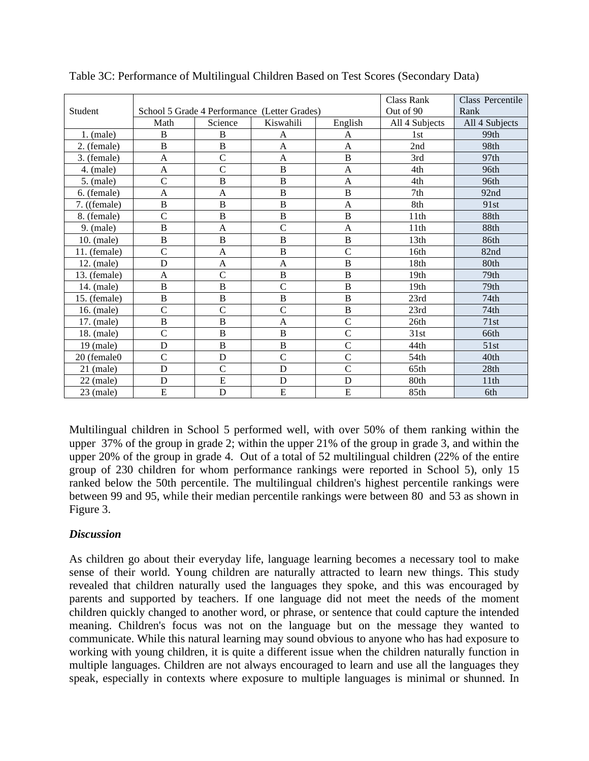Table 3C: Performance of Multilingual Children Based on Test Scores (Secondary Data)

| Student | School 5 Grade 4 Performance (Letter Grades) | | | | Class Rank Out of 90 | Class Percentile Rank |
|---|---|---|---|---|---|---|
| | Math | Science | Kiswahili | English | All 4 Subjects | All 4 Subjects |
| 1. (male) | B | B | A | A | 1st | 99th |
| 2. (female) | B | B | A | A | 2nd | 98th |
| 3. (female) | A | C | A | B | 3rd | 97th |
| 4. (male) | A | C | B | A | 4th | 96th |
| 5. (male) | C | B | B | A | 4th | 96th |
| 6. (female) | A | A | B | B | 7th | 92nd |
| 7. ((female) | B | B | B | A | 8th | 91st |
| 8. (female) | C | B | B | B | 11th | 88th |
| 9. (male) | B | A | C | A | 11th | 88th |
| 10. (male) | B | B | B | B | 13th | 86th |
| 11. (female) | C | A | B | C | 16th | 82nd |
| 12. (male) | D | A | A | B | 18th | 80th |
| 13. (female) | A | C | B | B | 19th | 79th |
| 14. (male) | B | B | C | B | 19th | 79th |
| 15. (female) | B | B | B | B | 23rd | 74th |
| 16. (male) | C | C | C | B | 23rd | 74th |
| 17. (male) | B | B | A | C | 26th | 71st |
| 18. (male) | C | B | B | C | 31st | 66th |
| 19 (male) | D | B | B | C | 44th | 51st |
| 20 (female0 | C | D | C | C | 54th | 40th |
| 21 (male) | D | C | D | C | 65th | 28th |
| 22 (male) | D | E | D | D | 80th | 11th |
| 23 (male) | E | D | E | E | 85th | 6th |

Multilingual children in School 5 performed well, with over 50% of them ranking within the upper 37% of the group in grade 2; within the upper 21% of the group in grade 3, and within the upper 20% of the group in grade 4. Out of a total of 52 multilingual children (22% of the entire group of 230 children for whom performance rankings were reported in School 5), only 15 ranked below the 50th percentile. The multilingual children's highest percentile rankings were between 99 and 95, while their median percentile rankings were between 80 and 53 as shown in Figure 3.

### *Discussion*

As children go about their everyday life, language learning becomes a necessary tool to make sense of their world. Young children are naturally attracted to learn new things. This study revealed that children naturally used the languages they spoke, and this was encouraged by parents and supported by teachers. If one language did not meet the needs of the moment children quickly changed to another word, or phrase, or sentence that could capture the intended meaning. Children's focus was not on the language but on the message they wanted to communicate. While this natural learning may sound obvious to anyone who has had exposure to working with young children, it is quite a different issue when the children naturally function in multiple languages. Children are not always encouraged to learn and use all the languages they speak, especially in contexts where exposure to multiple languages is minimal or shunned. In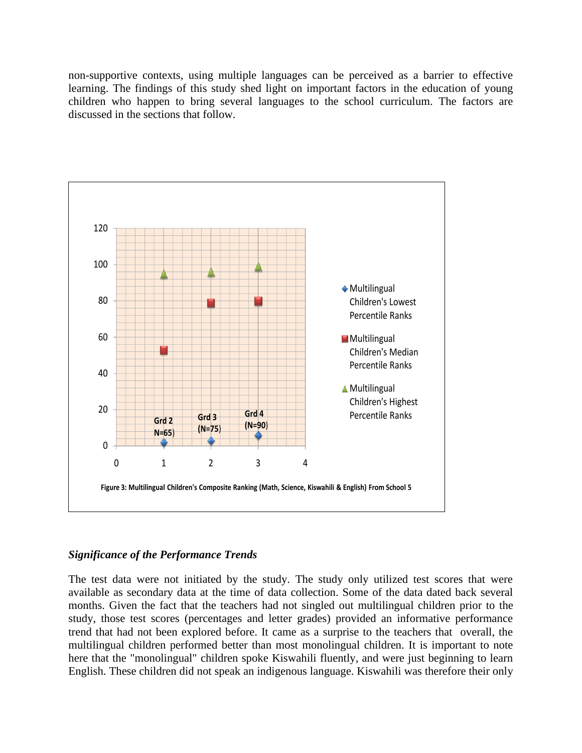non-supportive contexts, using multiple languages can be perceived as a barrier to effective learning. The findings of this study shed light on important factors in the education of young children who happen to bring several languages to the school curriculum. The factors are discussed in the sections that follow.

Figure 3: Multilingual Children's Composite Ranking (Math, Science, Kiswahili & English) From School 5

### *Significance of the Performance Trends*

The test data were not initiated by the study. The study only utilized test scores that were available as secondary data at the time of data collection. Some of the data dated back several months. Given the fact that the teachers had not singled out multilingual children prior to the study, those test scores (percentages and letter grades) provided an informative performance trend that had not been explored before. It came as a surprise to the teachers that overall, the multilingual children performed better than most monolingual children. It is important to note here that the "monolingual" children spoke Kiswahili fluently, and were just beginning to learn English. These children did not speak an indigenous language. Kiswahili was therefore their only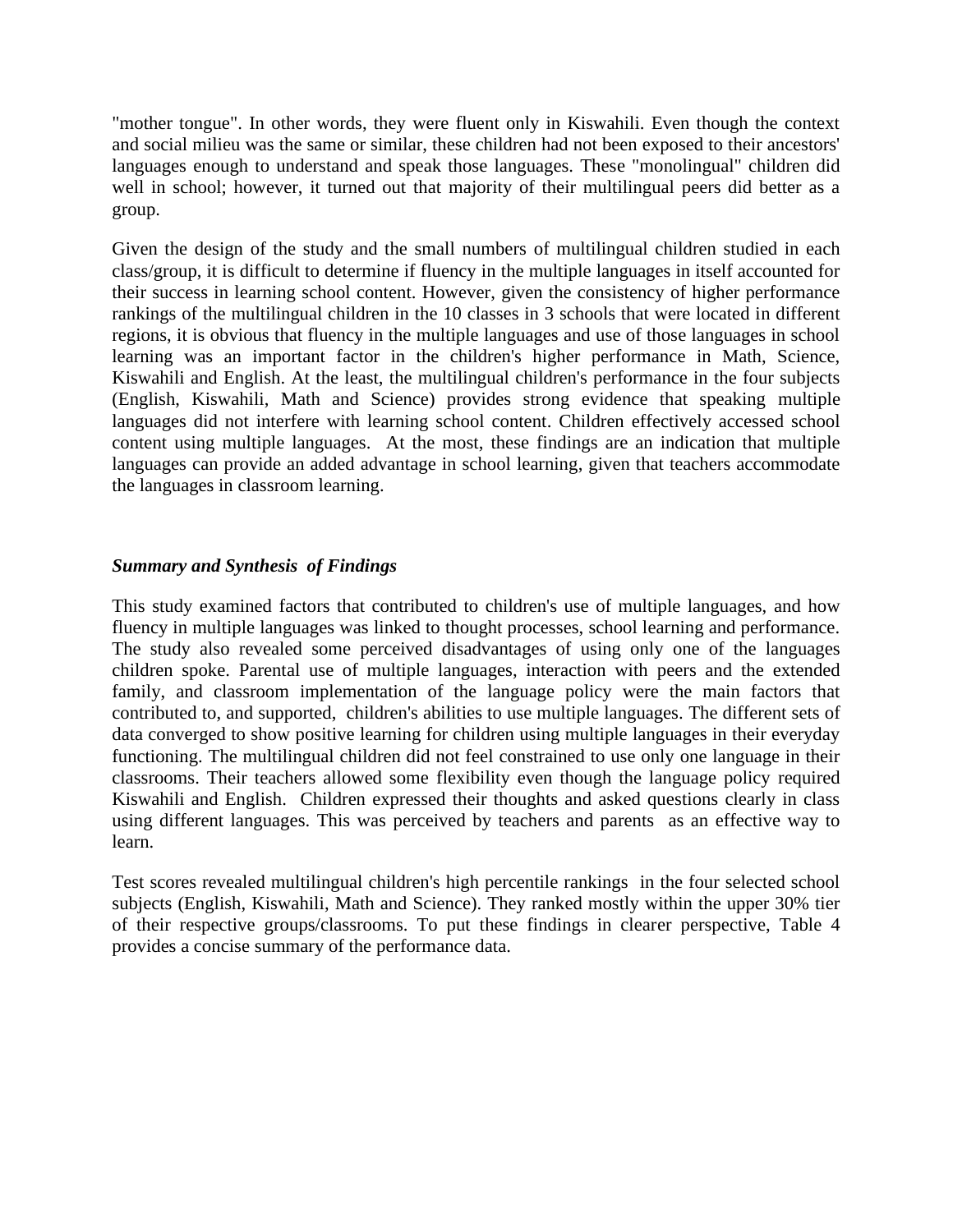"mother tongue". In other words, they were fluent only in Kiswahili. Even though the context and social milieu was the same or similar, these children had not been exposed to their ancestors' languages enough to understand and speak those languages. These "monolingual" children did well in school; however, it turned out that majority of their multilingual peers did better as a group.

Given the design of the study and the small numbers of multilingual children studied in each class/group, it is difficult to determine if fluency in the multiple languages in itself accounted for their success in learning school content. However, given the consistency of higher performance rankings of the multilingual children in the 10 classes in 3 schools that were located in different regions, it is obvious that fluency in the multiple languages and use of those languages in school learning was an important factor in the children's higher performance in Math, Science, Kiswahili and English. At the least, the multilingual children's performance in the four subjects (English, Kiswahili, Math and Science) provides strong evidence that speaking multiple languages did not interfere with learning school content. Children effectively accessed school content using multiple languages. At the most, these findings are an indication that multiple languages can provide an added advantage in school learning, given that teachers accommodate the languages in classroom learning.

***Summary and Synthesis of Findings***

This study examined factors that contributed to children's use of multiple languages, and how fluency in multiple languages was linked to thought processes, school learning and performance. The study also revealed some perceived disadvantages of using only one of the languages children spoke. Parental use of multiple languages, interaction with peers and the extended family, and classroom implementation of the language policy were the main factors that contributed to, and supported, children's abilities to use multiple languages. The different sets of data converged to show positive learning for children using multiple languages in their everyday functioning. The multilingual children did not feel constrained to use only one language in their classrooms. Their teachers allowed some flexibility even though the language policy required Kiswahili and English. Children expressed their thoughts and asked questions clearly in class using different languages. This was perceived by teachers and parents as an effective way to learn.

Test scores revealed multilingual children's high percentile rankings in the four selected school subjects (English, Kiswahili, Math and Science). They ranked mostly within the upper 30% tier of their respective groups/classrooms. To put these findings in clearer perspective, Table 4 provides a concise summary of the performance data.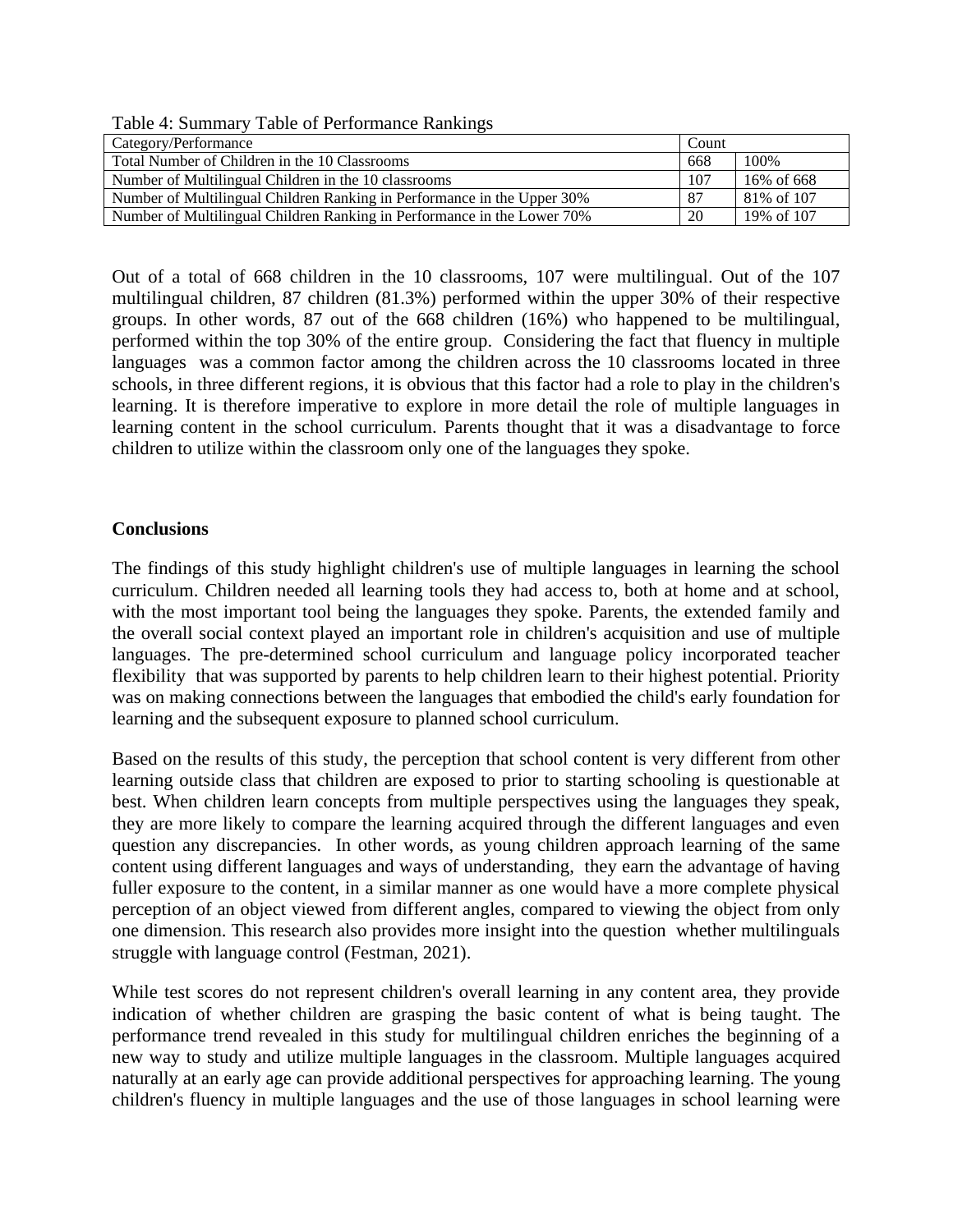Table 4: Summary Table of Performance Rankings

| Category/Performance | Count | |
|---|---|---|
| Total Number of Children in the 10 Classrooms | 668 | 100% |
| Number of Multilingual Children in the 10 classrooms | 107 | 16% of 668 |
| Number of Multilingual Children Ranking in Performance in the Upper 30% | 87 | 81% of 107 |
| Number of Multilingual Children Ranking in Performance in the Lower 70% | 20 | 19% of 107 |

Out of a total of 668 children in the 10 classrooms, 107 were multilingual. Out of the 107 multilingual children, 87 children (81.3%) performed within the upper 30% of their respective groups. In other words, 87 out of the 668 children (16%) who happened to be multilingual, performed within the top 30% of the entire group. Considering the fact that fluency in multiple languages was a common factor among the children across the 10 classrooms located in three schools, in three different regions, it is obvious that this factor had a role to play in the children's learning. It is therefore imperative to explore in more detail the role of multiple languages in learning content in the school curriculum. Parents thought that it was a disadvantage to force children to utilize within the classroom only one of the languages they spoke.

**Conclusions**

The findings of this study highlight children's use of multiple languages in learning the school curriculum. Children needed all learning tools they had access to, both at home and at school, with the most important tool being the languages they spoke. Parents, the extended family and the overall social context played an important role in children's acquisition and use of multiple languages. The pre-determined school curriculum and language policy incorporated teacher flexibility that was supported by parents to help children learn to their highest potential. Priority was on making connections between the languages that embodied the child's early foundation for learning and the subsequent exposure to planned school curriculum.

Based on the results of this study, the perception that school content is very different from other learning outside class that children are exposed to prior to starting schooling is questionable at best. When children learn concepts from multiple perspectives using the languages they speak, they are more likely to compare the learning acquired through the different languages and even question any discrepancies. In other words, as young children approach learning of the same content using different languages and ways of understanding, they earn the advantage of having fuller exposure to the content, in a similar manner as one would have a more complete physical perception of an object viewed from different angles, compared to viewing the object from only one dimension. This research also provides more insight into the question whether multilinguals struggle with language control (Festman, 2021).

While test scores do not represent children's overall learning in any content area, they provide indication of whether children are grasping the basic content of what is being taught. The performance trend revealed in this study for multilingual children enriches the beginning of a new way to study and utilize multiple languages in the classroom. Multiple languages acquired naturally at an early age can provide additional perspectives for approaching learning. The young children's fluency in multiple languages and the use of those languages in school learning were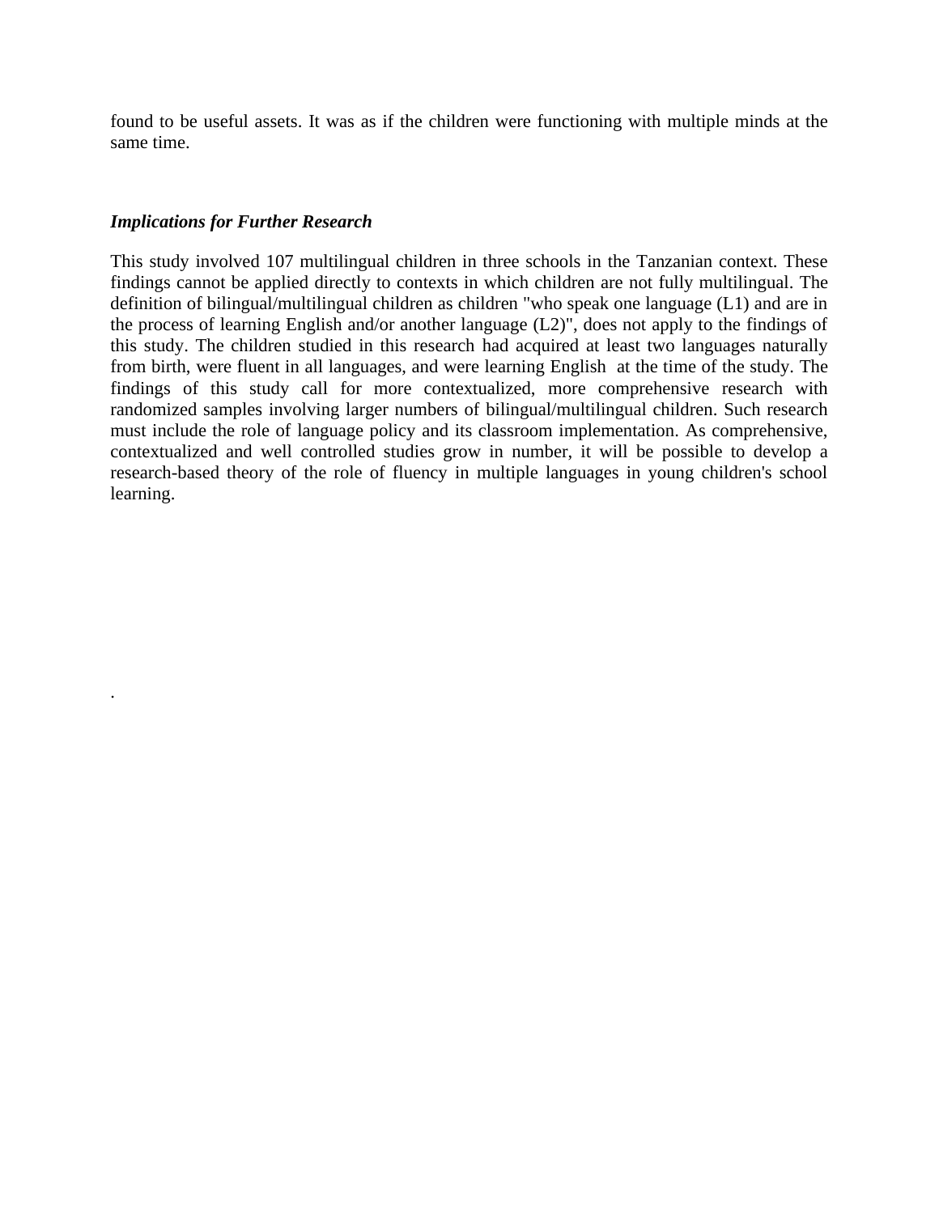found to be useful assets. It was as if the children were functioning with multiple minds at the same time.

### *Implications for Further Research*

This study involved 107 multilingual children in three schools in the Tanzanian context. These findings cannot be applied directly to contexts in which children are not fully multilingual. The definition of bilingual/multilingual children as children "who speak one language (L1) and are in the process of learning English and/or another language (L2)", does not apply to the findings of this study. The children studied in this research had acquired at least two languages naturally from birth, were fluent in all languages, and were learning English at the time of the study. The findings of this study call for more contextualized, more comprehensive research with randomized samples involving larger numbers of bilingual/multilingual children. Such research must include the role of language policy and its classroom implementation. As comprehensive, contextualized and well controlled studies grow in number, it will be possible to develop a research-based theory of the role of fluency in multiple languages in young children's school learning.

.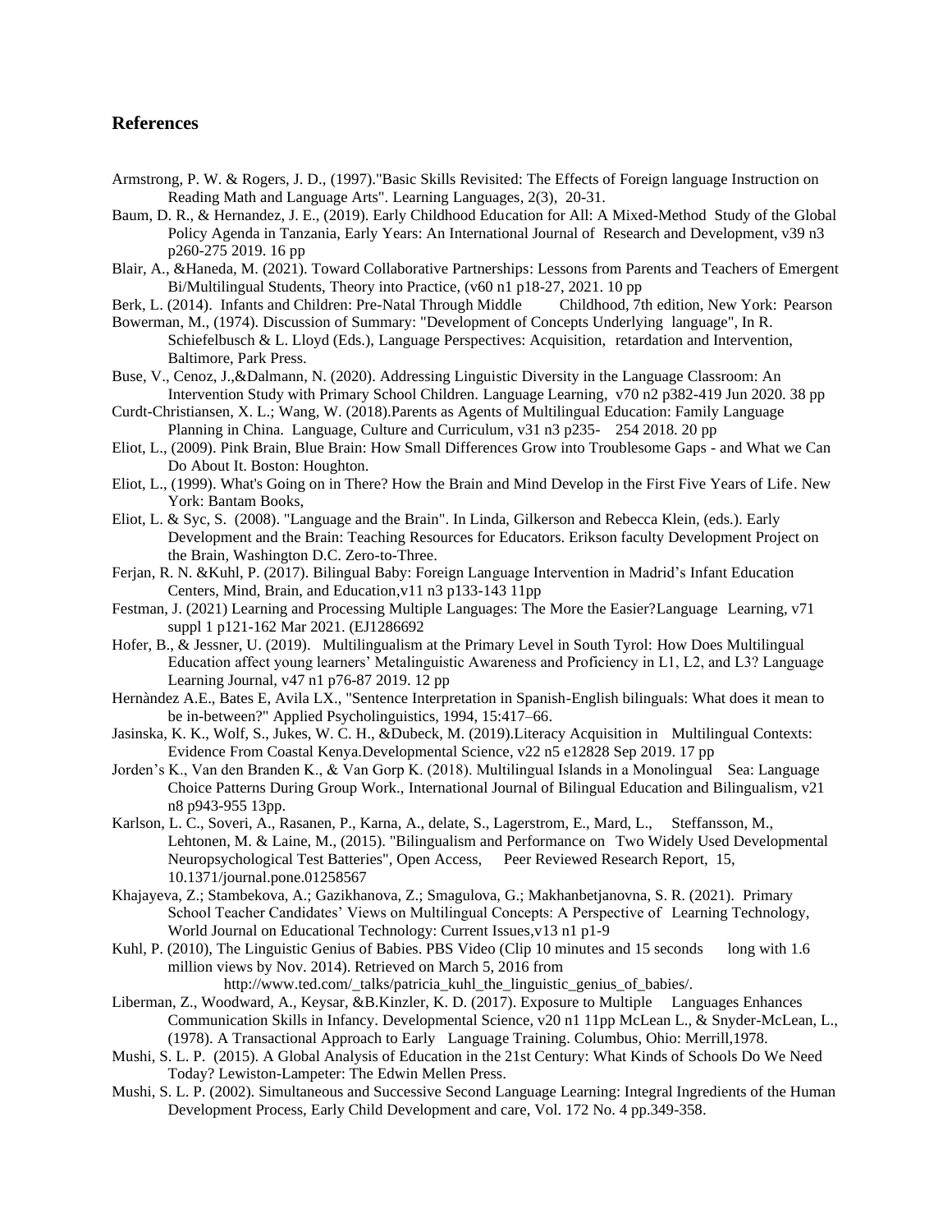## References

Armstrong, P. W. & Rogers, J. D., (1997)."Basic Skills Revisited: The Effects of Foreign language Instruction on Reading Math and Language Arts". Learning Languages, 2(3), 20-31.

Baum, D. R., & Hernandez, J. E., (2019). Early Childhood Education for All: A Mixed-Method Study of the Global Policy Agenda in Tanzania, Early Years: An International Journal of Research and Development, v39 n3 p260-275 2019. 16 pp

Blair, A., &Haneda, M. (2021). Toward Collaborative Partnerships: Lessons from Parents and Teachers of Emergent Bi/Multilingual Students, Theory into Practice, (v60 n1 p18-27, 2021. 10 pp

Berk, L. (2014). Infants and Children: Pre-Natal Through Middle Childhood, 7th edition, New York: Pearson

Bowerman, M., (1974). Discussion of Summary: "Development of Concepts Underlying language", In R. Schiefelbusch & L. Lloyd (Eds.), Language Perspectives: Acquisition, retardation and Intervention, Baltimore, Park Press.

Buse, V., Cenoz, J.,&Dalmann, N. (2020). Addressing Linguistic Diversity in the Language Classroom: An Intervention Study with Primary School Children. Language Learning, v70 n2 p382-419 Jun 2020. 38 pp

Curdt-Christiansen, X. L.; Wang, W. (2018).Parents as Agents of Multilingual Education: Family Language Planning in China. Language, Culture and Curriculum, v31 n3 p235- 254 2018. 20 pp

Eliot, L., (2009). Pink Brain, Blue Brain: How Small Differences Grow into Troublesome Gaps - and What we Can Do About It. Boston: Houghton.

Eliot, L., (1999). What's Going on in There? How the Brain and Mind Develop in the First Five Years of Life. New York: Bantam Books,

Eliot, L. & Syc, S. (2008). "Language and the Brain". In Linda, Gilkerson and Rebecca Klein, (eds.). Early Development and the Brain: Teaching Resources for Educators. Erikson faculty Development Project on the Brain, Washington D.C. Zero-to-Three.

Ferjan, R. N. &Kuhl, P. (2017). Bilingual Baby: Foreign Language Intervention in Madrid's Infant Education Centers, Mind, Brain, and Education,v11 n3 p133-143 11pp

Festman, J. (2021) Learning and Processing Multiple Languages: The More the Easier?Language Learning, v71 suppl 1 p121-162 Mar 2021. (EJ1286692

Hofer, B., & Jessner, U. (2019). Multilingualism at the Primary Level in South Tyrol: How Does Multilingual Education affect young learners' Metalinguistic Awareness and Proficiency in L1, L2, and L3? Language Learning Journal, v47 n1 p76-87 2019. 12 pp

Hernàndez A.E., Bates E, Avila LX., "Sentence Interpretation in Spanish-English bilinguals: What does it mean to be in-between?" Applied Psycholinguistics, 1994, 15:417–66.

Jasinska, K. K., Wolf, S., Jukes, W. C. H., &Dubeck, M. (2019).Literacy Acquisition in Multilingual Contexts: Evidence From Coastal Kenya.Developmental Science, v22 n5 e12828 Sep 2019. 17 pp

Jorden's K., Van den Branden K., & Van Gorp K. (2018). Multilingual Islands in a Monolingual Sea: Language Choice Patterns During Group Work., International Journal of Bilingual Education and Bilingualism, v21 n8 p943-955 13pp.

Karlson, L. C., Soveri, A., Rasanen, P., Karna, A., delate, S., Lagerstrom, E., Mard, L., Steffansson, M., Lehtonen, M. & Laine, M., (2015). "Bilingualism and Performance on Two Widely Used Developmental Neuropsychological Test Batteries", Open Access, Peer Reviewed Research Report, 15, 10.1371/journal.pone.01258567

Khajayeva, Z.; Stambekova, A.; Gazikhanova, Z.; Smagulova, G.; Makhanbetjanovna, S. R. (2021). Primary School Teacher Candidates' Views on Multilingual Concepts: A Perspective of Learning Technology, World Journal on Educational Technology: Current Issues,v13 n1 p1-9

Kuhl, P. (2010), The Linguistic Genius of Babies. PBS Video (Clip 10 minutes and 15 seconds long with 1.6 million views by Nov. 2014). Retrieved on March 5, 2016 from http://www.ted.com/_talks/patricia_kuhl_the_linguistic_genius_of_babies/.

Liberman, Z., Woodward, A., Keysar, &B.Kinzler, K. D. (2017). Exposure to Multiple Languages Enhances Communication Skills in Infancy. Developmental Science, v20 n1 11pp McLean L., & Snyder-McLean, L., (1978). A Transactional Approach to Early Language Training. Columbus, Ohio: Merrill,1978.

Mushi, S. L. P. (2015). A Global Analysis of Education in the 21st Century: What Kinds of Schools Do We Need Today? Lewiston-Lampeter: The Edwin Mellen Press.

Mushi, S. L. P. (2002). Simultaneous and Successive Second Language Learning: Integral Ingredients of the Human Development Process, Early Child Development and care, Vol. 172 No. 4 pp.349-358.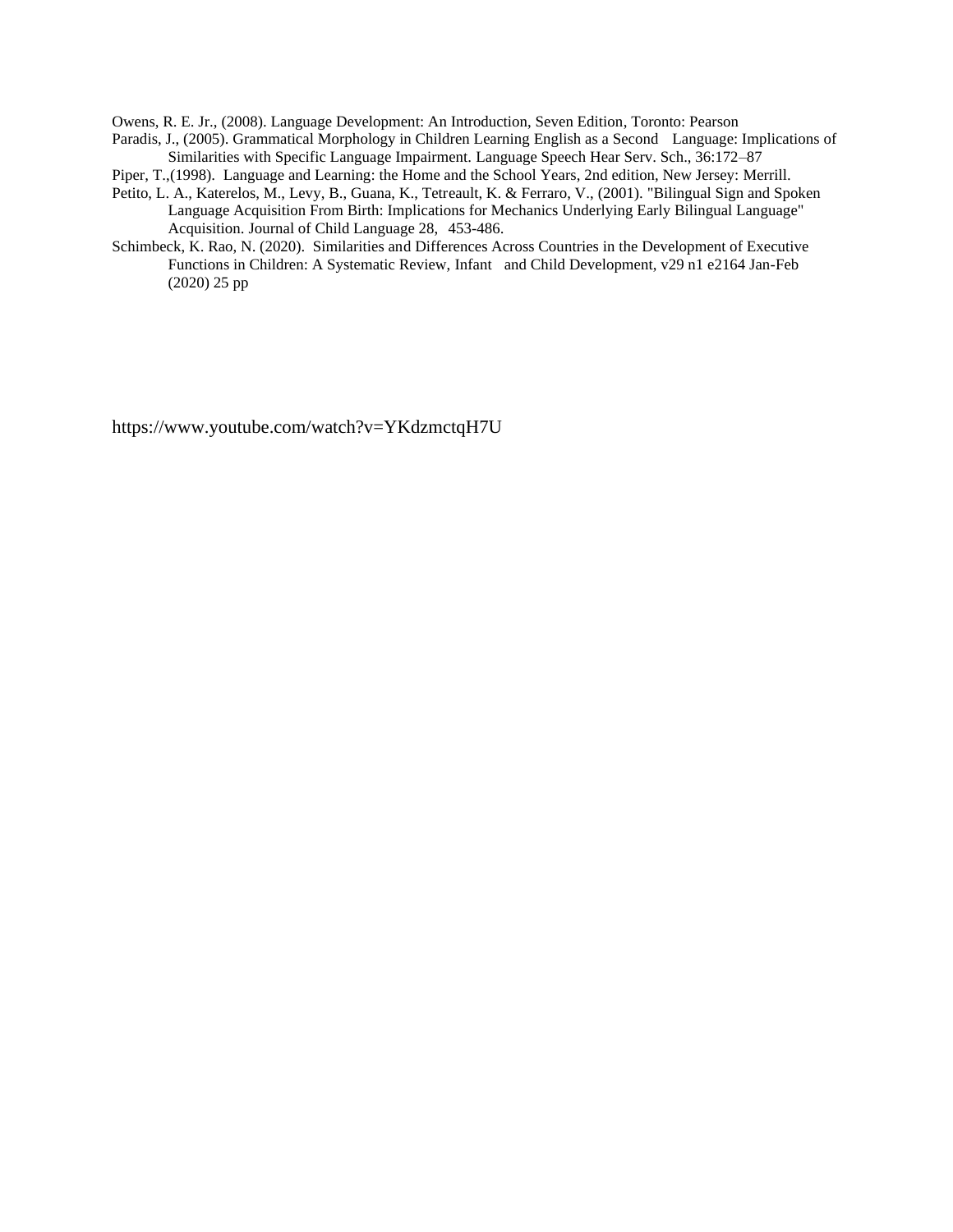Owens, R. E. Jr., (2008). Language Development: An Introduction, Seven Edition, Toronto: Pearson

Paradis, J., (2005). Grammatical Morphology in Children Learning English as a Second Language: Implications of Similarities with Specific Language Impairment. Language Speech Hear Serv. Sch., 36:172–87

Piper, T.,(1998). Language and Learning: the Home and the School Years, 2nd edition, New Jersey: Merrill.

Petito, L. A., Katerelos, M., Levy, B., Guana, K., Tetreault, K. & Ferraro, V., (2001). "Bilingual Sign and Spoken Language Acquisition From Birth: Implications for Mechanics Underlying Early Bilingual Language" Acquisition. Journal of Child Language 28, 453-486.

Schimbeck, K. Rao, N. (2020). Similarities and Differences Across Countries in the Development of Executive Functions in Children: A Systematic Review, Infant and Child Development, v29 n1 e2164 Jan-Feb (2020) 25 pp

https://www.youtube.com/watch?v=YKdzmctqH7U